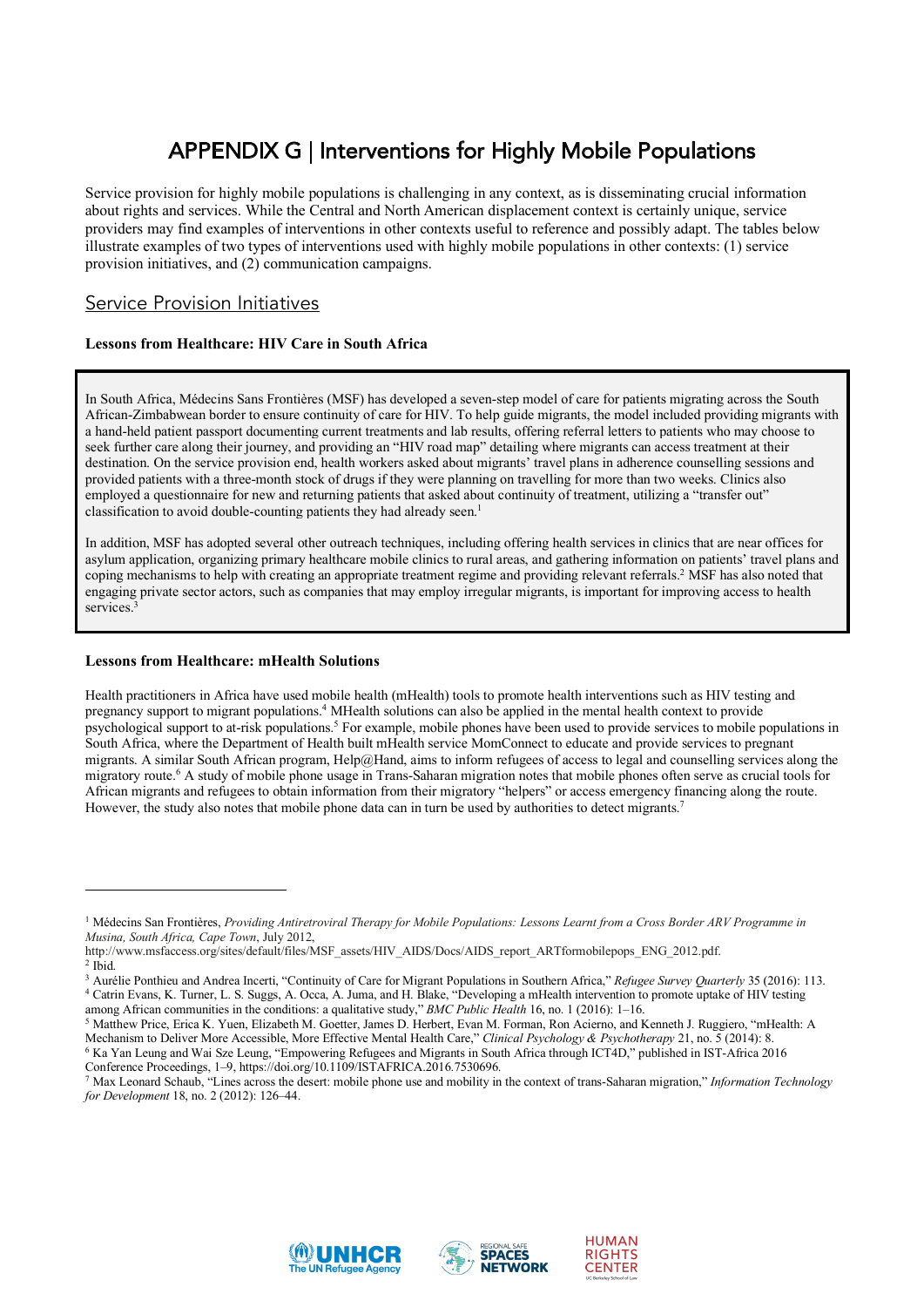# APPENDIX G | Interventions for Highly Mobile Populations

Service provision for highly mobile populations is challenging in any context, as is disseminating crucial information about rights and services. While the Central and North American displacement context is certainly unique, service providers may find examples of interventions in other contexts useful to reference and possibly adapt. The tables below illustrate examples of two types of interventions used with highly mobile populations in other contexts: (1) service provision initiatives, and (2) communication campaigns.

## Service Provision Initiatives

**Lessons from Healthcare: HIV Care in South Africa**

In South Africa, Médecins Sans Frontières (MSF) has developed a seven-step model of care for patients migrating across the South African-Zimbabwean border to ensure continuity of care for HIV. To help guide migrants, the model included providing migrants with a hand-held patient passport documenting current treatments and lab results, offering referral letters to patients who may choose to seek further care along their journey, and providing an "HIV road map" detailing where migrants can access treatment at their destination. On the service provision end, health workers asked about migrants' travel plans in adherence counselling sessions and provided patients with a three-month stock of drugs if they were planning on travelling for more than two weeks. Clinics also employed a questionnaire for new and returning patients that asked about continuity of treatment, utilizing a "transfer out" classification to avoid double-counting patients they had already seen.[1]

In addition, MSF has adopted several other outreach techniques, including offering health services in clinics that are near offices for asylum application, organizing primary healthcare mobile clinics to rural areas, and gathering information on patients' travel plans and coping mechanisms to help with creating an appropriate treatment regime and providing relevant referrals.[2] MSF has also noted that engaging private sector actors, such as companies that may employ irregular migrants, is important for improving access to health services.[3]

**Lessons from Healthcare: mHealth Solutions**

Health practitioners in Africa have used mobile health (mHealth) tools to promote health interventions such as HIV testing and pregnancy support to migrant populations.[4] MHealth solutions can also be applied in the mental health context to provide psychological support to at-risk populations.[5] For example, mobile phones have been used to provide services to mobile populations in South Africa, where the Department of Health built mHealth service MomConnect to educate and provide services to pregnant migrants. A similar South African program, Help@Hand, aims to inform refugees of access to legal and counselling services along the migratory route.[6] A study of mobile phone usage in Trans-Saharan migration notes that mobile phones often serve as crucial tools for African migrants and refugees to obtain information from their migratory "helpers" or access emergency financing along the route. However, the study also notes that mobile phone data can in turn be used by authorities to detect migrants.[7]

---

[1] Médecins San Frontières, *Providing Antiretroviral Therapy for Mobile Populations: Lessons Learnt from a Cross Border ARV Programme in Musina, South Africa, Cape Town*, July 2012, http://www.msfaccess.org/sites/default/files/MSF_assets/HIV_AIDS/Docs/AIDS_report_ARTformobilepops_ENG_2012.pdf.

[2] Ibid.

[3] Aurélie Ponthieu and Andrea Incerti, "Continuity of Care for Migrant Populations in Southern Africa," *Refugee Survey Quarterly* 35 (2016): 113.

[4] Catrin Evans, K. Turner, L. S. Suggs, A. Occa, A. Juma, and H. Blake, "Developing a mHealth intervention to promote uptake of HIV testing among African communities in the conditions: a qualitative study," *BMC Public Health* 16, no. 1 (2016): 1–16.

[5] Matthew Price, Erica K. Yuen, Elizabeth M. Goetter, James D. Herbert, Evan M. Forman, Ron Acierno, and Kenneth J. Ruggiero, "mHealth: A Mechanism to Deliver More Accessible, More Effective Mental Health Care," *Clinical Psychology & Psychotherapy* 21, no. 5 (2014): 8.

[6] Ka Yan Leung and Wai Sze Leung, "Empowering Refugees and Migrants in South Africa through ICT4D," published in IST-Africa 2016 Conference Proceedings, 1–9, https://doi.org/10.1109/ISTAFRICA.2016.7530696.

[7] Max Leonard Schaub, "Lines across the desert: mobile phone use and mobility in the context of trans-Saharan migration," *Information Technology for Development* 18, no. 2 (2012): 126–44.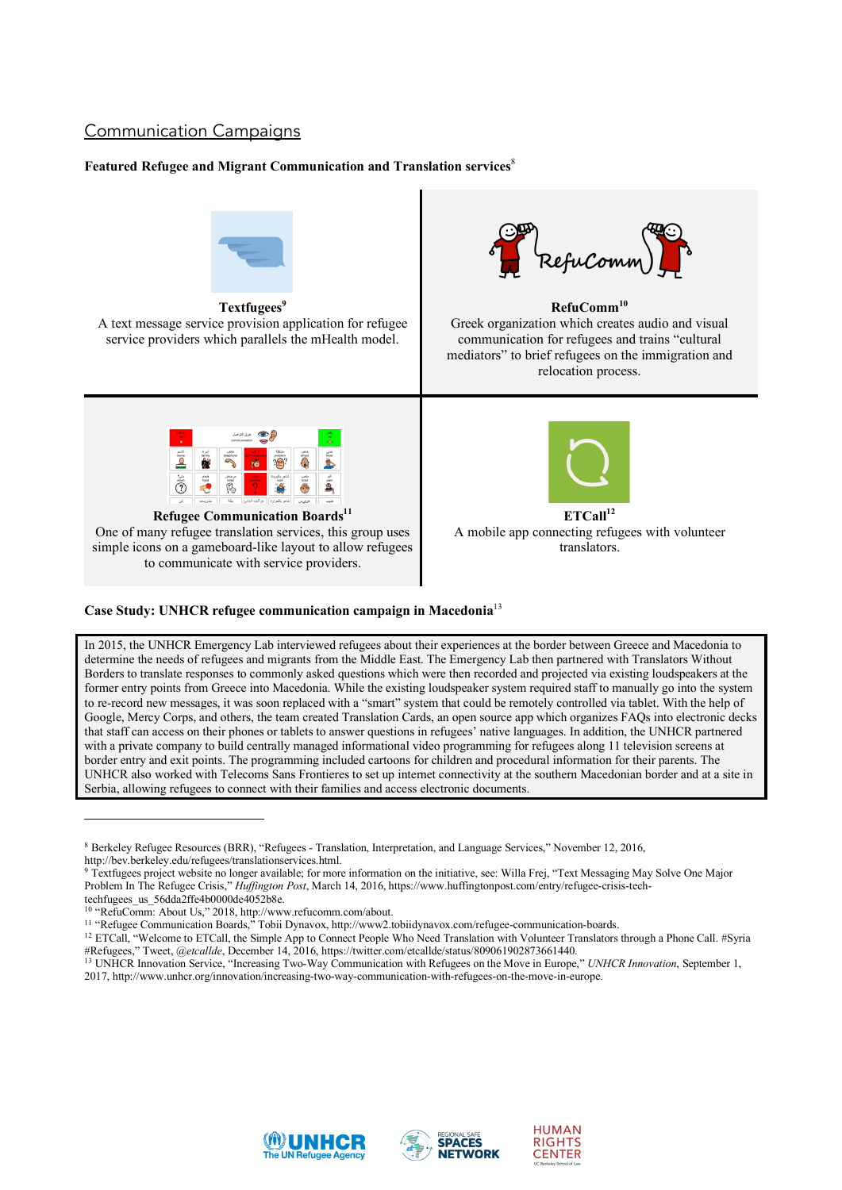## Communication Campaigns

**Featured Refugee and Migrant Communication and Translation services**[8]

**Textfugees**[9]
A text message service provision application for refugee service providers which parallels the mHealth model.

**RefuComm**[10]
Greek organization which creates audio and visual communication for refugees and trains "cultural mediators" to brief refugees on the immigration and relocation process.

**Refugee Communication Boards**[11]
One of many refugee translation services, this group uses simple icons on a gameboard-like layout to allow refugees to communicate with service providers.

**ETCall**[12]
A mobile app connecting refugees with volunteer translators.

**Case Study: UNHCR refugee communication campaign in Macedonia**[13]

In 2015, the UNHCR Emergency Lab interviewed refugees about their experiences at the border between Greece and Macedonia to determine the needs of refugees and migrants from the Middle East. The Emergency Lab then partnered with Translators Without Borders to translate responses to commonly asked questions which were then recorded and projected via existing loudspeakers at the former entry points from Greece into Macedonia. While the existing loudspeaker system required staff to manually go into the system to re-record new messages, it was soon replaced with a "smart" system that could be remotely controlled via tablet. With the help of Google, Mercy Corps, and others, the team created Translation Cards, an open source app which organizes FAQs into electronic decks that staff can access on their phones or tablets to answer questions in refugees' native languages. In addition, the UNHCR partnered with a private company to build centrally managed informational video programming for refugees along 11 television screens at border entry and exit points. The programming included cartoons for children and procedural information for their parents. The UNHCR also worked with Telecoms Sans Frontieres to set up internet connectivity at the southern Macedonian border and at a site in Serbia, allowing refugees to connect with their families and access electronic documents.

---

[8] Berkeley Refugee Resources (BRR), "Refugees - Translation, Interpretation, and Language Services," November 12, 2016, http://bev.berkeley.edu/refugees/translationservices.html.
[9] Textfugees project website no longer available; for more information on the initiative, see: Willa Frej, "Text Messaging May Solve One Major Problem In The Refugee Crisis," *Huffington Post*, March 14, 2016, https://www.huffingtonpost.com/entry/refugee-crisis-tech-techfugees_us_56dda2ffe4b0000de4052b8e.
[10] "RefuComm: About Us," 2018, http://www.refucomm.com/about.
[11] "Refugee Communication Boards," Tobii Dynavox, http://www2.tobiidynavox.com/refugee-communication-boards.
[12] ETCall, "Welcome to ETCall, the Simple App to Connect People Who Need Translation with Volunteer Translators through a Phone Call. #Syria #Refugees," Tweet, *@etcallde*, December 14, 2016, https://twitter.com/etcallde/status/809061902873661440.
[13] UNHCR Innovation Service, "Increasing Two-Way Communication with Refugees on the Move in Europe," *UNHCR Innovation*, September 1, 2017, http://www.unhcr.org/innovation/increasing-two-way-communication-with-refugees-on-the-move-in-europe.